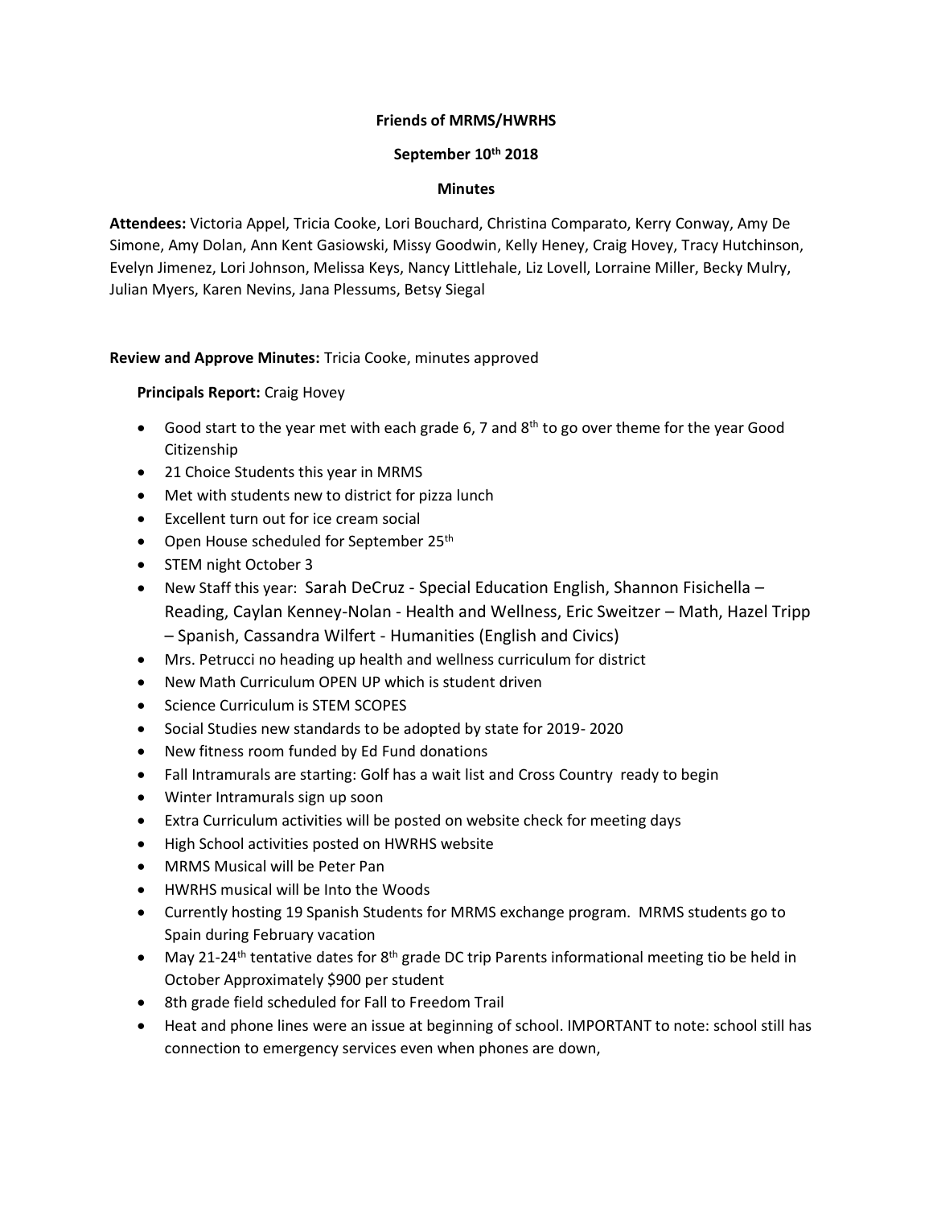**Friends of MRMS/HWRHS**

**September 10th 2018**

**Minutes**

**Attendees:** Victoria Appel, Tricia Cooke, Lori Bouchard, Christina Comparato, Kerry Conway, Amy De Simone, Amy Dolan, Ann Kent Gasiowski, Missy Goodwin, Kelly Heney, Craig Hovey, Tracy Hutchinson, Evelyn Jimenez, Lori Johnson, Melissa Keys, Nancy Littlehale, Liz Lovell, Lorraine Miller, Becky Mulry, Julian Myers, Karen Nevins, Jana Plessums, Betsy Siegal

**Review and Approve Minutes:** Tricia Cooke, minutes approved

**Principals Report:** Craig Hovey

- Good start to the year met with each grade 6, 7 and 8th to go over theme for the year Good Citizenship
- 21 Choice Students this year in MRMS
- Met with students new to district for pizza lunch
- Excellent turn out for ice cream social
- Open House scheduled for September 25th
- STEM night October 3
- New Staff this year: Sarah DeCruz - Special Education English, Shannon Fisichella – Reading, Caylan Kenney-Nolan - Health and Wellness, Eric Sweitzer – Math, Hazel Tripp – Spanish, Cassandra Wilfert - Humanities (English and Civics)
- Mrs. Petrucci no heading up health and wellness curriculum for district
- New Math Curriculum OPEN UP which is student driven
- Science Curriculum is STEM SCOPES
- Social Studies new standards to be adopted by state for 2019- 2020
- New fitness room funded by Ed Fund donations
- Fall Intramurals are starting: Golf has a wait list and Cross Country ready to begin
- Winter Intramurals sign up soon
- Extra Curriculum activities will be posted on website check for meeting days
- High School activities posted on HWRHS website
- MRMS Musical will be Peter Pan
- HWRHS musical will be Into the Woods
- Currently hosting 19 Spanish Students for MRMS exchange program. MRMS students go to Spain during February vacation
- May 21-24th tentative dates for 8th grade DC trip Parents informational meeting tio be held in October Approximately $900 per student
- 8th grade field scheduled for Fall to Freedom Trail
- Heat and phone lines were an issue at beginning of school. IMPORTANT to note: school still has connection to emergency services even when phones are down,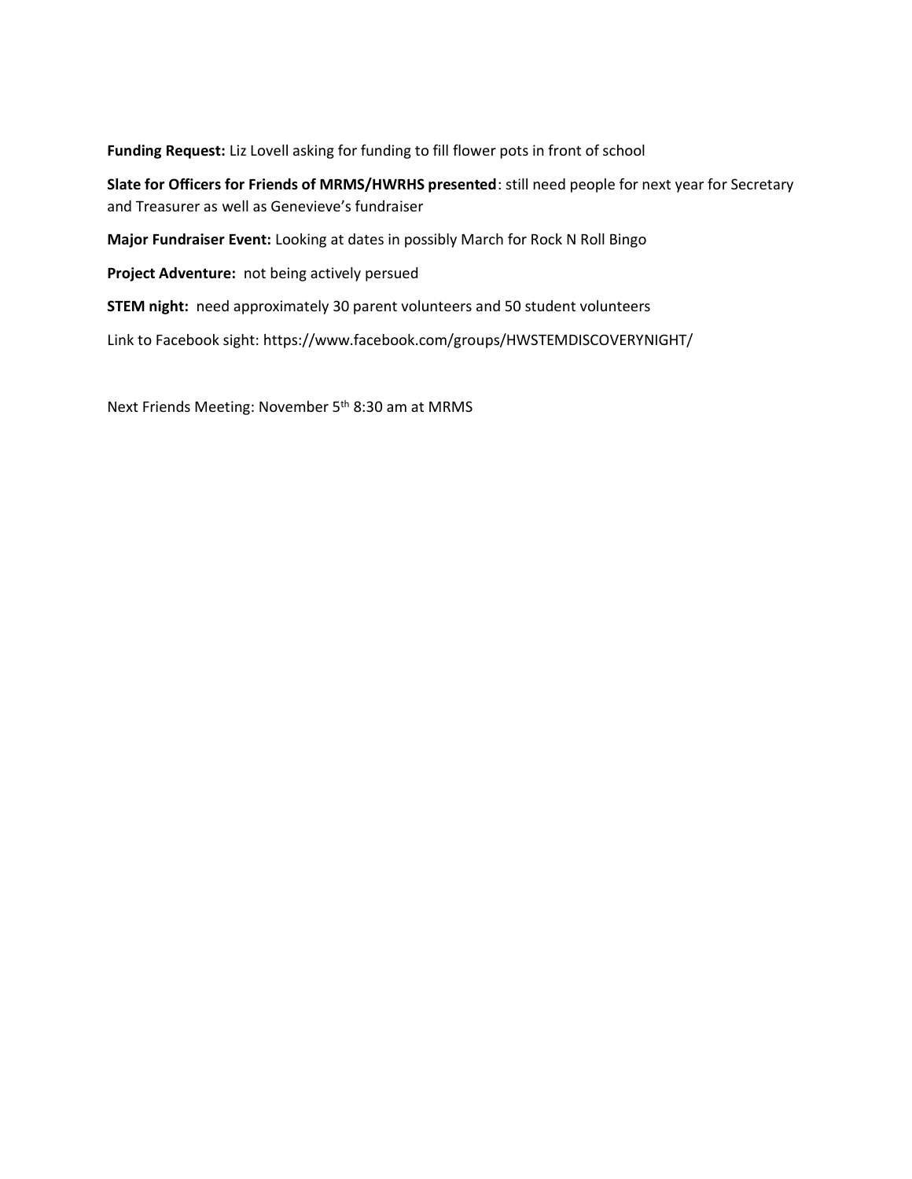**Funding Request:** Liz Lovell asking for funding to fill flower pots in front of school

**Slate for Officers for Friends of MRMS/HWRHS presented**: still need people for next year for Secretary and Treasurer as well as Genevieve's fundraiser

**Major Fundraiser Event:** Looking at dates in possibly March for Rock N Roll Bingo

**Project Adventure:** not being actively persued

**STEM night:** need approximately 30 parent volunteers and 50 student volunteers

Link to Facebook sight: https://www.facebook.com/groups/HWSTEMDISCOVERYNIGHT/

Next Friends Meeting: November 5th 8:30 am at MRMS